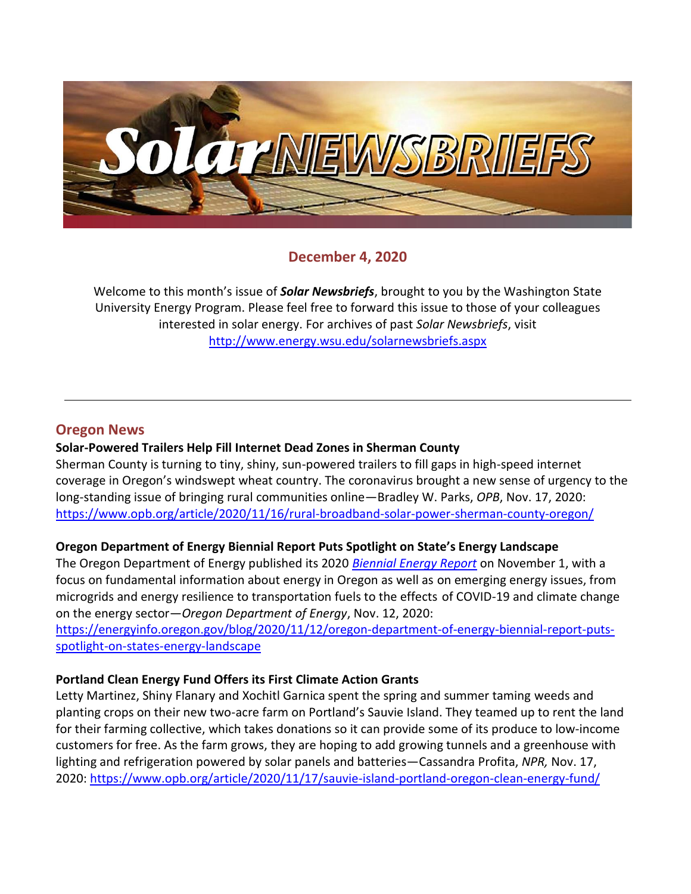# Solar NEWSBRIEFS

## December 4, 2020

Welcome to this month's issue of ***Solar Newsbriefs***, brought to you by the Washington State University Energy Program. Please feel free to forward this issue to those of your colleagues interested in solar energy. For archives of past *Solar Newsbriefs*, visit http://www.energy.wsu.edu/solarnewsbriefs.aspx

---

## Oregon News

**Solar-Powered Trailers Help Fill Internet Dead Zones in Sherman County**

Sherman County is turning to tiny, shiny, sun-powered trailers to fill gaps in high-speed internet coverage in Oregon's windswept wheat country. The coronavirus brought a new sense of urgency to the long-standing issue of bringing rural communities online—Bradley W. Parks, *OPB*, Nov. 17, 2020: https://www.opb.org/article/2020/11/16/rural-broadband-solar-power-sherman-county-oregon/

**Oregon Department of Energy Biennial Report Puts Spotlight on State's Energy Landscape**

The Oregon Department of Energy published its 2020 *Biennial Energy Report* on November 1, with a focus on fundamental information about energy in Oregon as well as on emerging energy issues, from microgrids and energy resilience to transportation fuels to the effects of COVID-19 and climate change on the energy sector—*Oregon Department of Energy*, Nov. 12, 2020: https://energyinfo.oregon.gov/blog/2020/11/12/oregon-department-of-energy-biennial-report-puts-spotlight-on-states-energy-landscape

**Portland Clean Energy Fund Offers its First Climate Action Grants**

Letty Martinez, Shiny Flanary and Xochitl Garnica spent the spring and summer taming weeds and planting crops on their new two-acre farm on Portland's Sauvie Island. They teamed up to rent the land for their farming collective, which takes donations so it can provide some of its produce to low-income customers for free. As the farm grows, they are hoping to add growing tunnels and a greenhouse with lighting and refrigeration powered by solar panels and batteries—Cassandra Profita, *NPR,* Nov. 17, 2020: https://www.opb.org/article/2020/11/17/sauvie-island-portland-oregon-clean-energy-fund/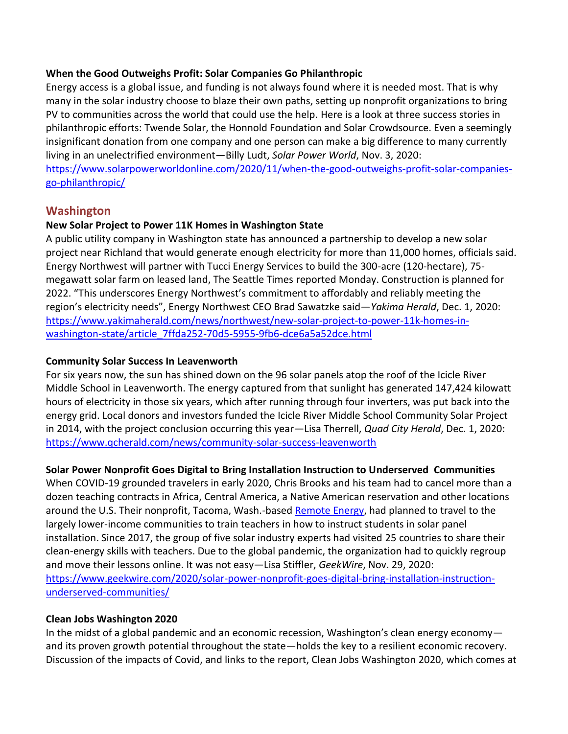**When the Good Outweighs Profit: Solar Companies Go Philanthropic**

Energy access is a global issue, and funding is not always found where it is needed most. That is why many in the solar industry choose to blaze their own paths, setting up nonprofit organizations to bring PV to communities across the world that could use the help. Here is a look at three success stories in philanthropic efforts: Twende Solar, the Honnold Foundation and Solar Crowdsource. Even a seemingly insignificant donation from one company and one person can make a big difference to many currently living in an unelectrified environment—Billy Ludt, *Solar Power World*, Nov. 3, 2020: [https://www.solarpowerworldonline.com/2020/11/when-the-good-outweighs-profit-solar-companies-go-philanthropic/](https://www.solarpowerworldonline.com/2020/11/when-the-good-outweighs-profit-solar-companies-go-philanthropic/)

## Washington

**New Solar Project to Power 11K Homes in Washington State**

A public utility company in Washington state has announced a partnership to develop a new solar project near Richland that would generate enough electricity for more than 11,000 homes, officials said. Energy Northwest will partner with Tucci Energy Services to build the 300-acre (120-hectare), 75-megawatt solar farm on leased land, The Seattle Times reported Monday. Construction is planned for 2022. "This underscores Energy Northwest's commitment to affordably and reliably meeting the region's electricity needs", Energy Northwest CEO Brad Sawatzke said—*Yakima Herald*, Dec. 1, 2020: [https://www.yakimaherald.com/news/northwest/new-solar-project-to-power-11k-homes-in-washington-state/article_7ffda252-70d5-5955-9fb6-dce6a5a52dce.html](https://www.yakimaherald.com/news/northwest/new-solar-project-to-power-11k-homes-in-washington-state/article_7ffda252-70d5-5955-9fb6-dce6a5a52dce.html)

**Community Solar Success In Leavenworth**

For six years now, the sun has shined down on the 96 solar panels atop the roof of the Icicle River Middle School in Leavenworth. The energy captured from that sunlight has generated 147,424 kilowatt hours of electricity in those six years, which after running through four inverters, was put back into the energy grid. Local donors and investors funded the Icicle River Middle School Community Solar Project in 2014, with the project conclusion occurring this year—Lisa Therrell, *Quad City Herald*, Dec. 1, 2020: [https://www.qcherald.com/news/community-solar-success-leavenworth](https://www.qcherald.com/news/community-solar-success-leavenworth)

**Solar Power Nonprofit Goes Digital to Bring Installation Instruction to Underserved Communities**

When COVID-19 grounded travelers in early 2020, Chris Brooks and his team had to cancel more than a dozen teaching contracts in Africa, Central America, a Native American reservation and other locations around the U.S. Their nonprofit, Tacoma, Wash.-based [Remote Energy](), had planned to travel to the largely lower-income communities to train teachers in how to instruct students in solar panel installation. Since 2017, the group of five solar industry experts had visited 25 countries to share their clean-energy skills with teachers. Due to the global pandemic, the organization had to quickly regroup and move their lessons online. It was not easy—Lisa Stiffler, *GeekWire*, Nov. 29, 2020: [https://www.geekwire.com/2020/solar-power-nonprofit-goes-digital-bring-installation-instruction-underserved-communities/](https://www.geekwire.com/2020/solar-power-nonprofit-goes-digital-bring-installation-instruction-underserved-communities/)

**Clean Jobs Washington 2020**

In the midst of a global pandemic and an economic recession, Washington's clean energy economy—and its proven growth potential throughout the state—holds the key to a resilient economic recovery. Discussion of the impacts of Covid, and links to the report, Clean Jobs Washington 2020, which comes at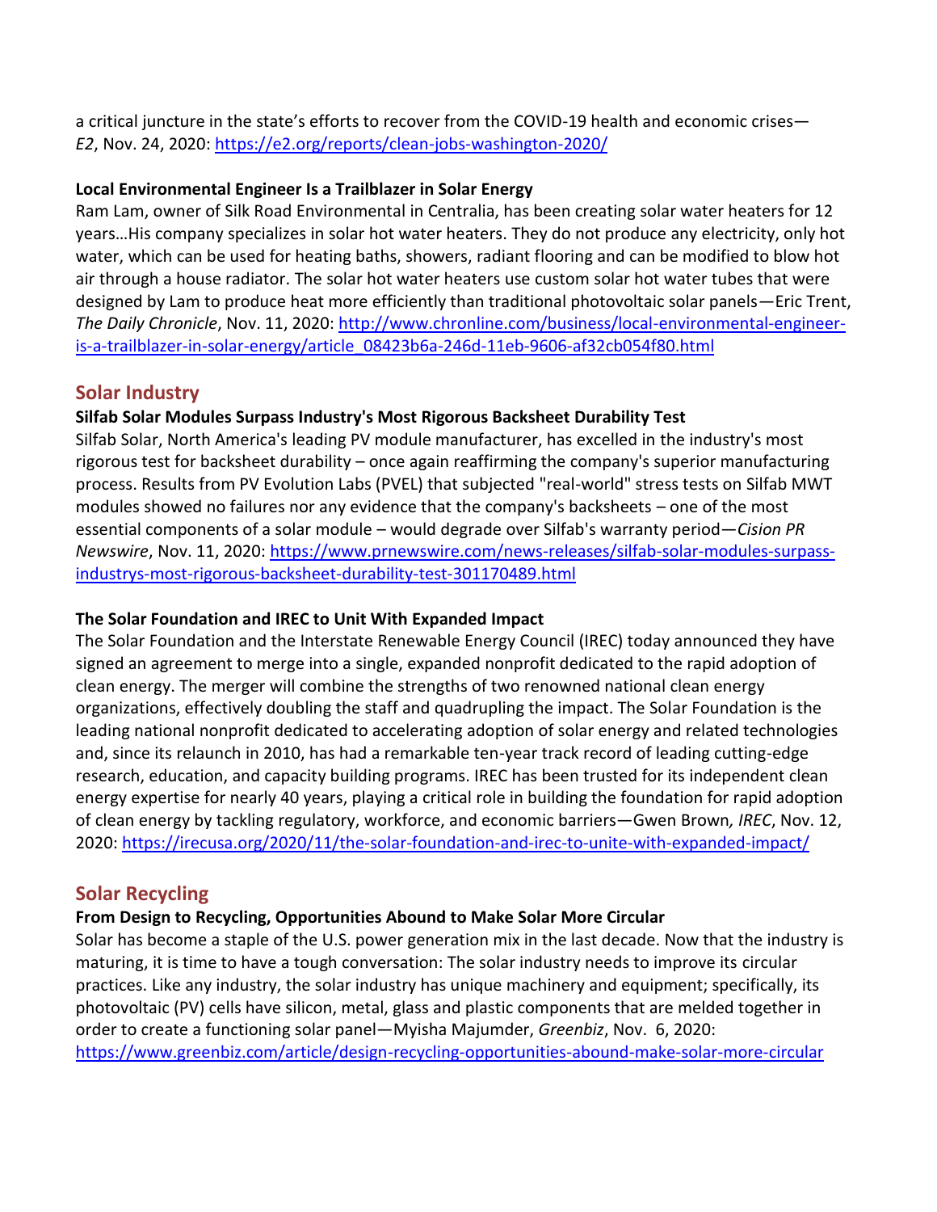a critical juncture in the state's efforts to recover from the COVID-19 health and economic crises—*E2*, Nov. 24, 2020: https://e2.org/reports/clean-jobs-washington-2020/

**Local Environmental Engineer Is a Trailblazer in Solar Energy**

Ram Lam, owner of Silk Road Environmental in Centralia, has been creating solar water heaters for 12 years…His company specializes in solar hot water heaters. They do not produce any electricity, only hot water, which can be used for heating baths, showers, radiant flooring and can be modified to blow hot air through a house radiator. The solar hot water heaters use custom solar hot water tubes that were designed by Lam to produce heat more efficiently than traditional photovoltaic solar panels—Eric Trent, *The Daily Chronicle*, Nov. 11, 2020: http://www.chronline.com/business/local-environmental-engineer-is-a-trailblazer-in-solar-energy/article_08423b6a-246d-11eb-9606-af32cb054f80.html

## Solar Industry

**Silfab Solar Modules Surpass Industry's Most Rigorous Backsheet Durability Test**

Silfab Solar, North America's leading PV module manufacturer, has excelled in the industry's most rigorous test for backsheet durability – once again reaffirming the company's superior manufacturing process. Results from PV Evolution Labs (PVEL) that subjected "real-world" stress tests on Silfab MWT modules showed no failures nor any evidence that the company's backsheets – one of the most essential components of a solar module – would degrade over Silfab's warranty period—*Cision PR Newswire*, Nov. 11, 2020: https://www.prnewswire.com/news-releases/silfab-solar-modules-surpass-industrys-most-rigorous-backsheet-durability-test-301170489.html

**The Solar Foundation and IREC to Unit With Expanded Impact**

The Solar Foundation and the Interstate Renewable Energy Council (IREC) today announced they have signed an agreement to merge into a single, expanded nonprofit dedicated to the rapid adoption of clean energy. The merger will combine the strengths of two renowned national clean energy organizations, effectively doubling the staff and quadrupling the impact. The Solar Foundation is the leading national nonprofit dedicated to accelerating adoption of solar energy and related technologies and, since its relaunch in 2010, has had a remarkable ten-year track record of leading cutting-edge research, education, and capacity building programs. IREC has been trusted for its independent clean energy expertise for nearly 40 years, playing a critical role in building the foundation for rapid adoption of clean energy by tackling regulatory, workforce, and economic barriers—Gwen Brown*, IREC*, Nov. 12, 2020: https://irecusa.org/2020/11/the-solar-foundation-and-irec-to-unite-with-expanded-impact/

## Solar Recycling

**From Design to Recycling, Opportunities Abound to Make Solar More Circular**

Solar has become a staple of the U.S. power generation mix in the last decade. Now that the industry is maturing, it is time to have a tough conversation: The solar industry needs to improve its circular practices. Like any industry, the solar industry has unique machinery and equipment; specifically, its photovoltaic (PV) cells have silicon, metal, glass and plastic components that are melded together in order to create a functioning solar panel—Myisha Majumder, *Greenbiz*, Nov. 6, 2020: https://www.greenbiz.com/article/design-recycling-opportunities-abound-make-solar-more-circular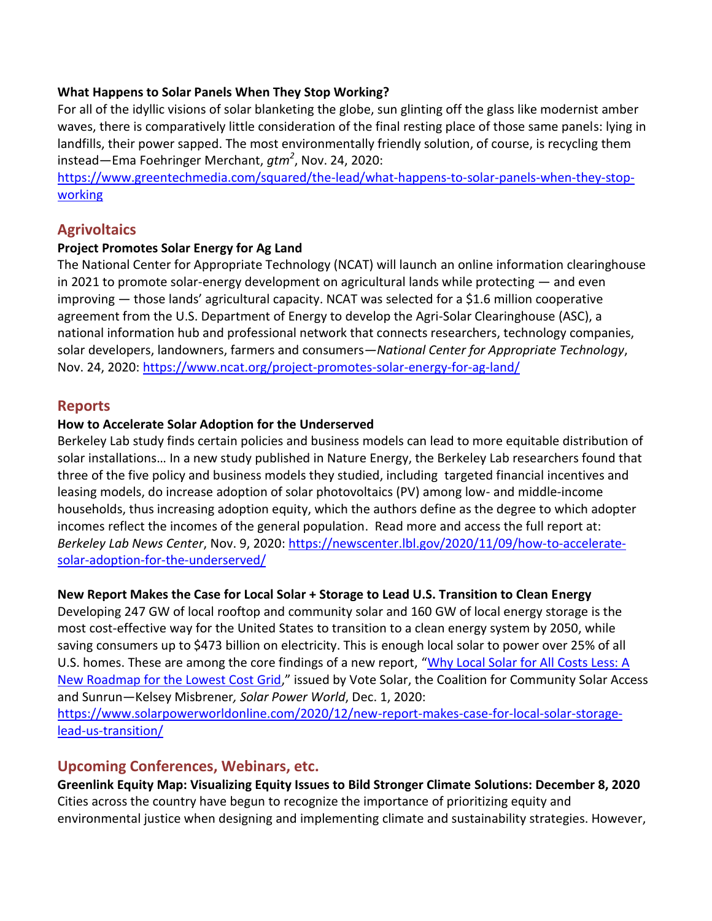**What Happens to Solar Panels When They Stop Working?**

For all of the idyllic visions of solar blanketing the globe, sun glinting off the glass like modernist amber waves, there is comparatively little consideration of the final resting place of those same panels: lying in landfills, their power sapped. The most environmentally friendly solution, of course, is recycling them instead—Ema Foehringer Merchant, *gtm²*, Nov. 24, 2020: [https://www.greentechmedia.com/squared/the-lead/what-happens-to-solar-panels-when-they-stop-working](https://www.greentechmedia.com/squared/the-lead/what-happens-to-solar-panels-when-they-stop-working)

## Agrivoltaics

**Project Promotes Solar Energy for Ag Land**

The National Center for Appropriate Technology (NCAT) will launch an online information clearinghouse in 2021 to promote solar-energy development on agricultural lands while protecting — and even improving — those lands' agricultural capacity. NCAT was selected for a $1.6 million cooperative agreement from the U.S. Department of Energy to develop the Agri-Solar Clearinghouse (ASC), a national information hub and professional network that connects researchers, technology companies, solar developers, landowners, farmers and consumers—*National Center for Appropriate Technology*, Nov. 24, 2020: [https://www.ncat.org/project-promotes-solar-energy-for-ag-land/](https://www.ncat.org/project-promotes-solar-energy-for-ag-land/)

## Reports

**How to Accelerate Solar Adoption for the Underserved**

Berkeley Lab study finds certain policies and business models can lead to more equitable distribution of solar installations… In a new study published in Nature Energy, the Berkeley Lab researchers found that three of the five policy and business models they studied, including targeted financial incentives and leasing models, do increase adoption of solar photovoltaics (PV) among low- and middle-income households, thus increasing adoption equity, which the authors define as the degree to which adopter incomes reflect the incomes of the general population. Read more and access the full report at: *Berkeley Lab News Center*, Nov. 9, 2020: [https://newscenter.lbl.gov/2020/11/09/how-to-accelerate-solar-adoption-for-the-underserved/](https://newscenter.lbl.gov/2020/11/09/how-to-accelerate-solar-adoption-for-the-underserved/)

**New Report Makes the Case for Local Solar + Storage to Lead U.S. Transition to Clean Energy**

Developing 247 GW of local rooftop and community solar and 160 GW of local energy storage is the most cost-effective way for the United States to transition to a clean energy system by 2050, while saving consumers up to $473 billion on electricity. This is enough local solar to power over 25% of all U.S. homes. These are among the core findings of a new report, "Why Local Solar for All Costs Less: A New Roadmap for the Lowest Cost Grid," issued by Vote Solar, the Coalition for Community Solar Access and Sunrun—Kelsey Misbrener*, Solar Power World*, Dec. 1, 2020: [https://www.solarpowerworldonline.com/2020/12/new-report-makes-case-for-local-solar-storage-lead-us-transition/](https://www.solarpowerworldonline.com/2020/12/new-report-makes-case-for-local-solar-storage-lead-us-transition/)

## Upcoming Conferences, Webinars, etc.

**Greenlink Equity Map: Visualizing Equity Issues to Bild Stronger Climate Solutions: December 8, 2020**

Cities across the country have begun to recognize the importance of prioritizing equity and environmental justice when designing and implementing climate and sustainability strategies. However,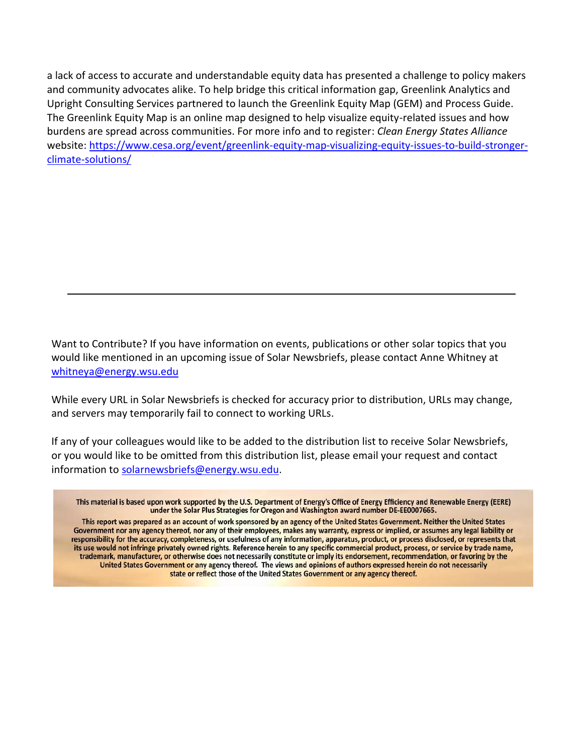a lack of access to accurate and understandable equity data has presented a challenge to policy makers and community advocates alike. To help bridge this critical information gap, Greenlink Analytics and Upright Consulting Services partnered to launch the Greenlink Equity Map (GEM) and Process Guide. The Greenlink Equity Map is an online map designed to help visualize equity-related issues and how burdens are spread across communities. For more info and to register: *Clean Energy States Alliance* website: [https://www.cesa.org/event/greenlink-equity-map-visualizing-equity-issues-to-build-stronger-climate-solutions/](https://www.cesa.org/event/greenlink-equity-map-visualizing-equity-issues-to-build-stronger-climate-solutions/)

---

Want to Contribute? If you have information on events, publications or other solar topics that you would like mentioned in an upcoming issue of Solar Newsbriefs, please contact Anne Whitney at [whitneya@energy.wsu.edu](mailto:whitneya@energy.wsu.edu)

While every URL in Solar Newsbriefs is checked for accuracy prior to distribution, URLs may change, and servers may temporarily fail to connect to working URLs.

If any of your colleagues would like to be added to the distribution list to receive Solar Newsbriefs, or you would like to be omitted from this distribution list, please email your request and contact information to [solarnewsbriefs@energy.wsu.edu](mailto:solarnewsbriefs@energy.wsu.edu).

**This material is based upon work supported by the U.S. Department of Energy's Office of Energy Efficiency and Renewable Energy (EERE) under the Solar Plus Strategies for Oregon and Washington award number DE-EE0007665.**

**This report was prepared as an account of work sponsored by an agency of the United States Government. Neither the United States Government nor any agency thereof, nor any of their employees, makes any warranty, express or implied, or assumes any legal liability or responsibility for the accuracy, completeness, or usefulness of any information, apparatus, product, or process disclosed, or represents that its use would not infringe privately owned rights. Reference herein to any specific commercial product, process, or service by trade name, trademark, manufacturer, or otherwise does not necessarily constitute or imply its endorsement, recommendation, or favoring by the United States Government or any agency thereof. The views and opinions of authors expressed herein do not necessarily state or reflect those of the United States Government or any agency thereof.**